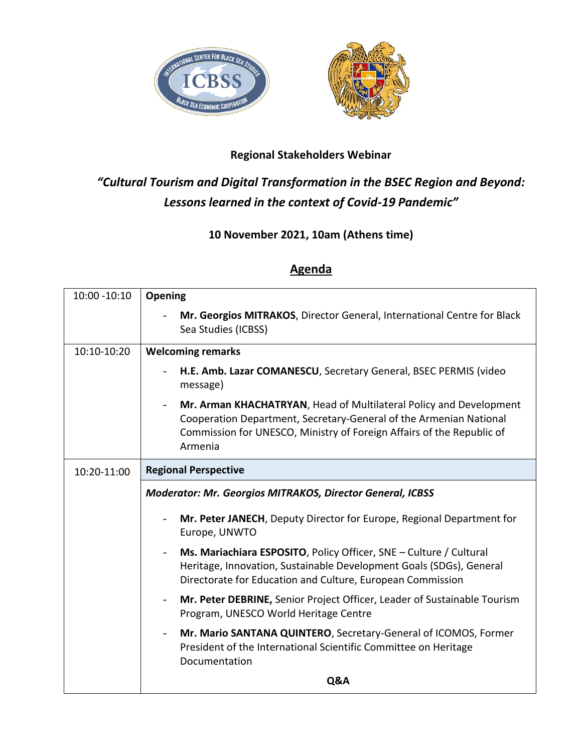**Regional Stakeholders Webinar**

## *"Cultural Tourism and Digital Transformation in the BSEC Region and Beyond: Lessons learned in the context of Covid-19 Pandemic"*

**10 November 2021, 10am (Athens time)**

## Agenda

| | |
|---|---|
| 10:00 -10:10 | **Opening**<br>- **Mr. Georgios MITRAKOS**, Director General, International Centre for Black Sea Studies (ICBSS) |
| 10:10-10:20 | **Welcoming remarks**<br>- **H.E. Amb. Lazar COMANESCU**, Secretary General, BSEC PERMIS (video message)<br>- **Mr. Arman KHACHATRYAN**, Head of Multilateral Policy and Development Cooperation Department, Secretary-General of the Armenian National Commission for UNESCO, Ministry of Foreign Affairs of the Republic of Armenia |
| 10:20-11:00 | **Regional Perspective** |
| | ***Moderator: Mr. Georgios MITRAKOS, Director General, ICBSS***<br>- **Mr. Peter JANECH**, Deputy Director for Europe, Regional Department for Europe, UNWTO<br>- **Ms. Mariachiara ESPOSITO**, Policy Officer, SNE – Culture / Cultural Heritage, Innovation, Sustainable Development Goals (SDGs), General Directorate for Education and Culture, European Commission<br>- **Mr. Peter DEBRINE,** Senior Project Officer, Leader of Sustainable Tourism Program, UNESCO World Heritage Centre<br>- **Mr. Mario SANTANA QUINTERO**, Secretary-General of ICOMOS, Former President of the International Scientific Committee on Heritage Documentation<br>**Q&A** |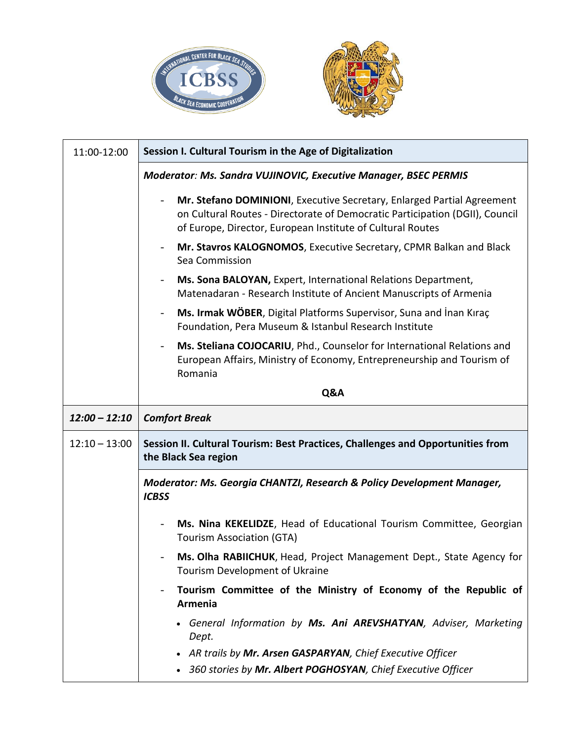| | |
|---|---|
| 11:00-12:00 | **Session I. Cultural Tourism in the Age of Digitalization** |
| | ***Moderator: Ms. Sandra VUJINOVIC, Executive Manager, BSEC PERMIS*** |
| | - **Mr. Stefano DOMINIONI**, Executive Secretary, Enlarged Partial Agreement on Cultural Routes - Directorate of Democratic Participation (DGII), Council of Europe, Director, European Institute of Cultural Routes<br>- **Mr. Stavros KALOGNOMOS**, Executive Secretary, CPMR Balkan and Black Sea Commission<br>- **Ms. Sona BALOYAN,** Expert, International Relations Department, Matenadaran - Research Institute of Ancient Manuscripts of Armenia<br>- **Ms. Irmak WÖBER**, Digital Platforms Supervisor, Suna and İnan Kıraç Foundation, Pera Museum & Istanbul Research Institute<br>- **Ms. Steliana COJOCARIU**, Phd., Counselor for International Relations and European Affairs, Ministry of Economy, Entrepreneurship and Tourism of Romania |
| | **Q&A** |
| ***12:00 – 12:10*** | ***Comfort Break*** |
| 12:10 – 13:00 | **Session II. Cultural Tourism: Best Practices, Challenges and Opportunities from the Black Sea region** |
| | ***Moderator: Ms. Georgia CHANTZI, Research & Policy Development Manager, ICBSS*** |
| | - **Ms. Nina KEKELIDZE**, Head of Educational Tourism Committee, Georgian Tourism Association (GTA)<br>- **Ms. Olha RABIICHUK**, Head, Project Management Dept., State Agency for Tourism Development of Ukraine<br>- **Tourism Committee of the Ministry of Economy of the Republic of Armenia**<br>  • *General Information by **Ms. Ani AREVSHATYAN**, Adviser, Marketing Dept.*<br>  • *AR trails by **Mr. Arsen GASPARYAN**, Chief Executive Officer*<br>  • *360 stories by **Mr. Albert POGHOSYAN**, Chief Executive Officer* |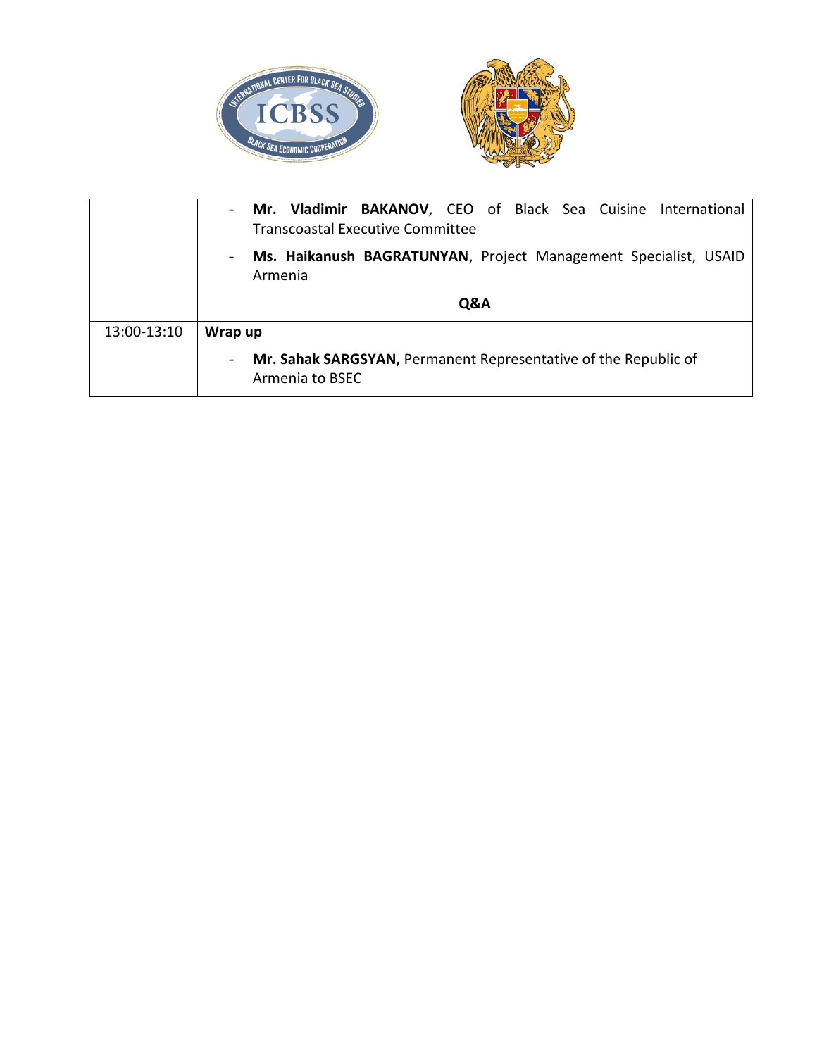| | |
|---|---|
| | - **Mr. Vladimir BAKANOV**, CEO of Black Sea Cuisine International Transcoastal Executive Committee<br>- **Ms. Haikanush BAGRATUNYAN**, Project Management Specialist, USAID Armenia<br>**Q&A** |
| 13:00-13:10 | **Wrap up**<br>- **Mr. Sahak SARGSYAN,** Permanent Representative of the Republic of Armenia to BSEC |